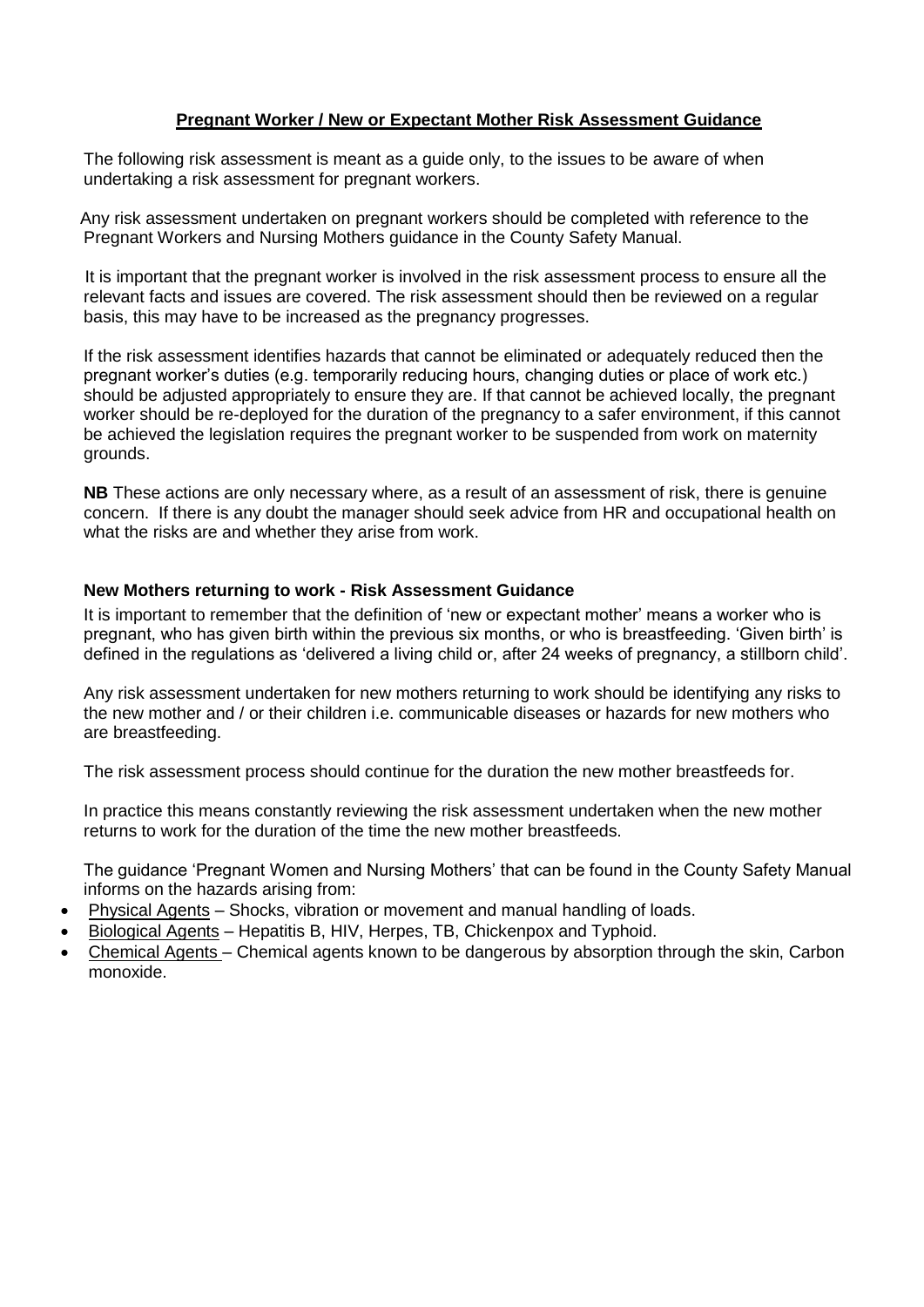# **Pregnant Worker / New or Expectant Mother Risk Assessment Guidance**

The following risk assessment is meant as a guide only, to the issues to be aware of when undertaking a risk assessment for pregnant workers.

Any risk assessment undertaken on pregnant workers should be completed with reference to the Pregnant Workers and Nursing Mothers guidance in the County Safety Manual.

It is important that the pregnant worker is involved in the risk assessment process to ensure all the relevant facts and issues are covered. The risk assessment should then be reviewed on a regular basis, this may have to be increased as the pregnancy progresses.

If the risk assessment identifies hazards that cannot be eliminated or adequately reduced then the pregnant worker's duties (e.g. temporarily reducing hours, changing duties or place of work etc.) should be adjusted appropriately to ensure they are. If that cannot be achieved locally, the pregnant worker should be re-deployed for the duration of the pregnancy to a safer environment, if this cannot be achieved the legislation requires the pregnant worker to be suspended from work on maternity grounds.

**NB** These actions are only necessary where, as a result of an assessment of risk, there is genuine concern. If there is any doubt the manager should seek advice from HR and occupational health on what the risks are and whether they arise from work.

## **New Mothers returning to work - Risk Assessment Guidance**

It is important to remember that the definition of 'new or expectant mother' means a worker who is pregnant, who has given birth within the previous six months, or who is breastfeeding. 'Given birth' is defined in the regulations as 'delivered a living child or, after 24 weeks of pregnancy, a stillborn child'.

Any risk assessment undertaken for new mothers returning to work should be identifying any risks to the new mother and / or their children i.e. communicable diseases or hazards for new mothers who are breastfeeding.

The risk assessment process should continue for the duration the new mother breastfeeds for.

In practice this means constantly reviewing the risk assessment undertaken when the new mother returns to work for the duration of the time the new mother breastfeeds.

The guidance 'Pregnant Women and Nursing Mothers' that can be found in the County Safety Manual informs on the hazards arising from:

- Physical Agents – Shocks, vibration or movement and manual handling of loads.
- Biological Agents – Hepatitis B, HIV, Herpes, TB, Chickenpox and Typhoid.
- Chemical Agents – Chemical agents known to be dangerous by absorption through the skin, Carbon monoxide.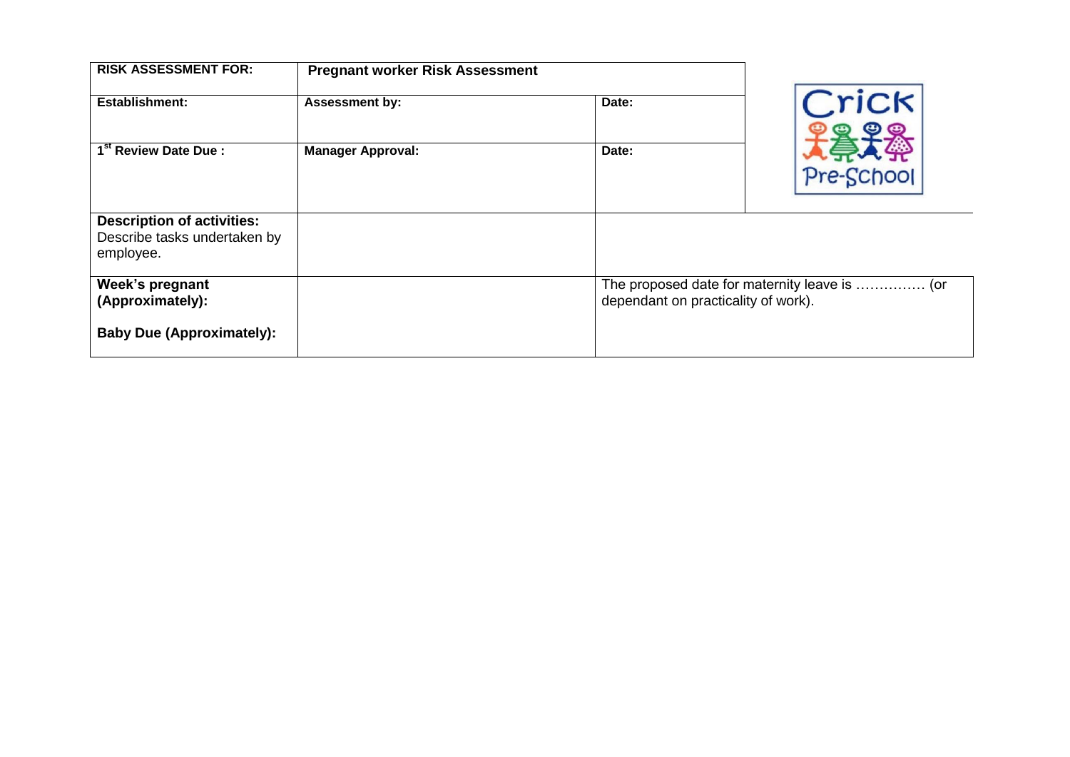| RISK ASSESSMENT FOR: | Pregnant worker Risk Assessment | | |
| --- | --- | --- | --- |
| **Establishment:** | **Assessment by:** | **Date:** | |
| **1st Review Date Due :** | **Manager Approval:** | **Date:** | |
| **Description of activities:** Describe tasks undertaken by employee. | | | |
| **Week's pregnant (Approximately):**<br><br>**Baby Due (Approximately):** | | The proposed date for maternity leave is …………… (or dependant on practicality of work). | |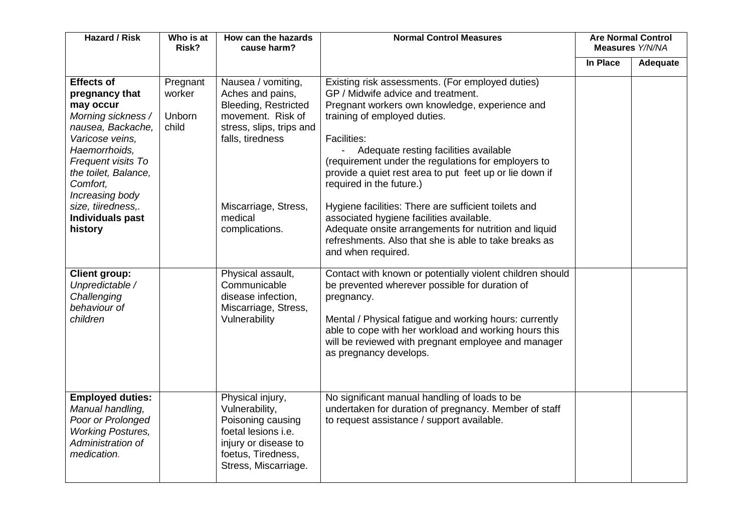| Hazard / Risk | Who is at Risk? | How can the hazards cause harm? | Normal Control Measures | Are Normal Control Measures *Y/N/NA* | |
|---|---|---|---|---|---|
| | | | | In Place | Adequate |
| **Effects of pregnancy that may occur** *Morning sickness / nausea, Backache, Varicose veins, Haemorrhoids, Frequent visits To the toilet, Balance, Comfort, Increasing body size, tiiredness,.* **Individuals past history** | Pregnant worker Unborn child | Nausea / vomiting, Aches and pains, Bleeding, Restricted movement. Risk of stress, slips, trips and falls, tiredness<br><br>Miscarriage, Stress, medical complications. | Existing risk assessments. (For employed duties) GP / Midwife advice and treatment. Pregnant workers own knowledge, experience and training of employed duties.<br><br>Facilities:<br>- Adequate resting facilities available (requirement under the regulations for employers to provide a quiet rest area to put feet up or lie down if required in the future.)<br><br>Hygiene facilities: There are sufficient toilets and associated hygiene facilities available. Adequate onsite arrangements for nutrition and liquid refreshments. Also that she is able to take breaks as and when required. | | |
| **Client group:** *Unpredictable / Challenging behaviour of children* | | Physical assault, Communicable disease infection, Miscarriage, Stress, Vulnerability | Contact with known or potentially violent children should be prevented wherever possible for duration of pregnancy.<br><br>Mental / Physical fatigue and working hours: currently able to cope with her workload and working hours this will be reviewed with pregnant employee and manager as pregnancy develops. | | |
| **Employed duties:** *Manual handling, Poor or Prolonged Working Postures, Administration of medication.* | | Physical injury, Vulnerability, Poisoning causing foetal lesions i.e. injury or disease to foetus, Tiredness, Stress, Miscarriage. | No significant manual handling of loads to be undertaken for duration of pregnancy. Member of staff to request assistance / support available. | | |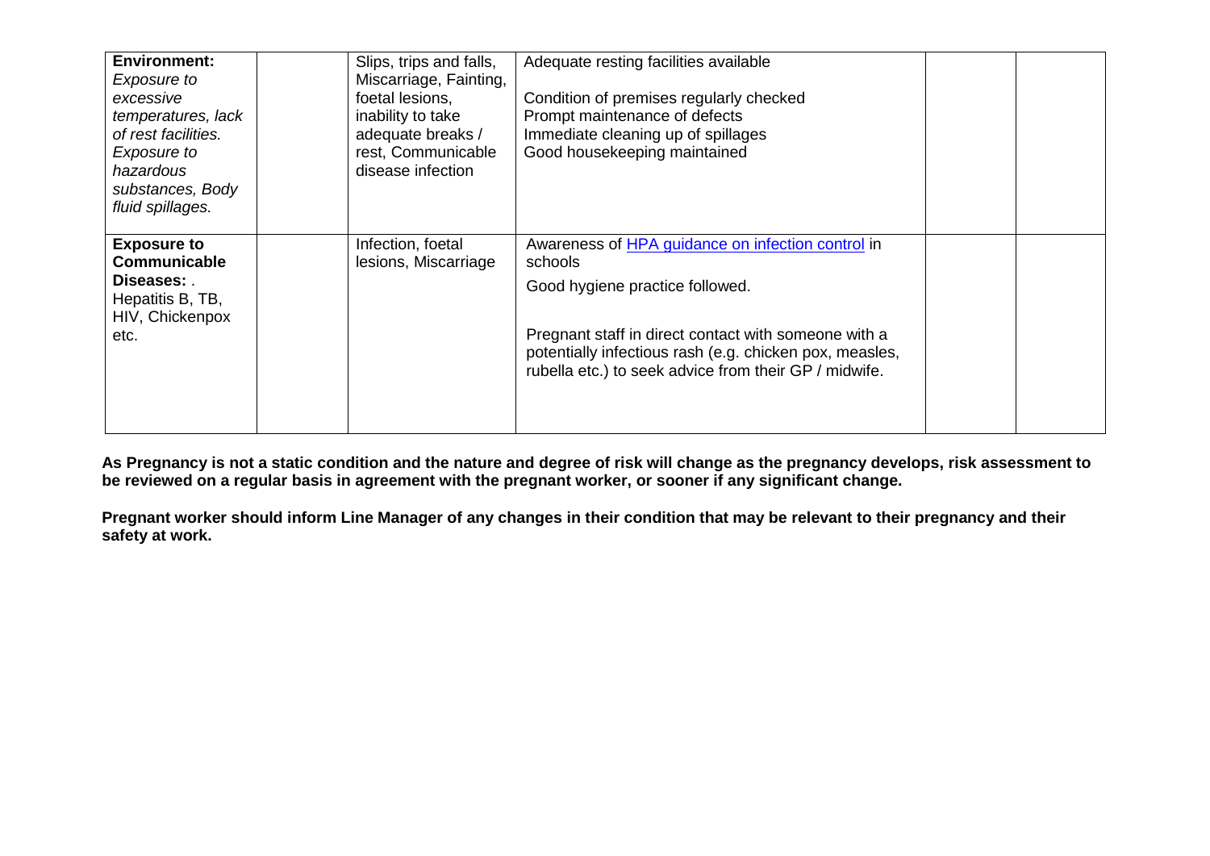| | | | | | |
|---|---|---|---|---|---|
| **Environment:** *Exposure to excessive temperatures, lack of rest facilities. Exposure to hazardous substances, Body fluid spillages.* | | Slips, trips and falls, Miscarriage, Fainting, foetal lesions, inability to take adequate breaks / rest, Communicable disease infection | Adequate resting facilities available<br><br>Condition of premises regularly checked<br>Prompt maintenance of defects<br>Immediate cleaning up of spillages<br>Good housekeeping maintained | | |
| **Exposure to Communicable Diseases:** . Hepatitis B, TB, HIV, Chickenpox etc. | | Infection, foetal lesions, Miscarriage | Awareness of [HPA guidance on infection control]() in schools<br><br>Good hygiene practice followed.<br><br>Pregnant staff in direct contact with someone with a potentially infectious rash (e.g. chicken pox, measles, rubella etc.) to seek advice from their GP / midwife. | | |

**As Pregnancy is not a static condition and the nature and degree of risk will change as the pregnancy develops, risk assessment to be reviewed on a regular basis in agreement with the pregnant worker, or sooner if any significant change.**

**Pregnant worker should inform Line Manager of any changes in their condition that may be relevant to their pregnancy and their safety at work.**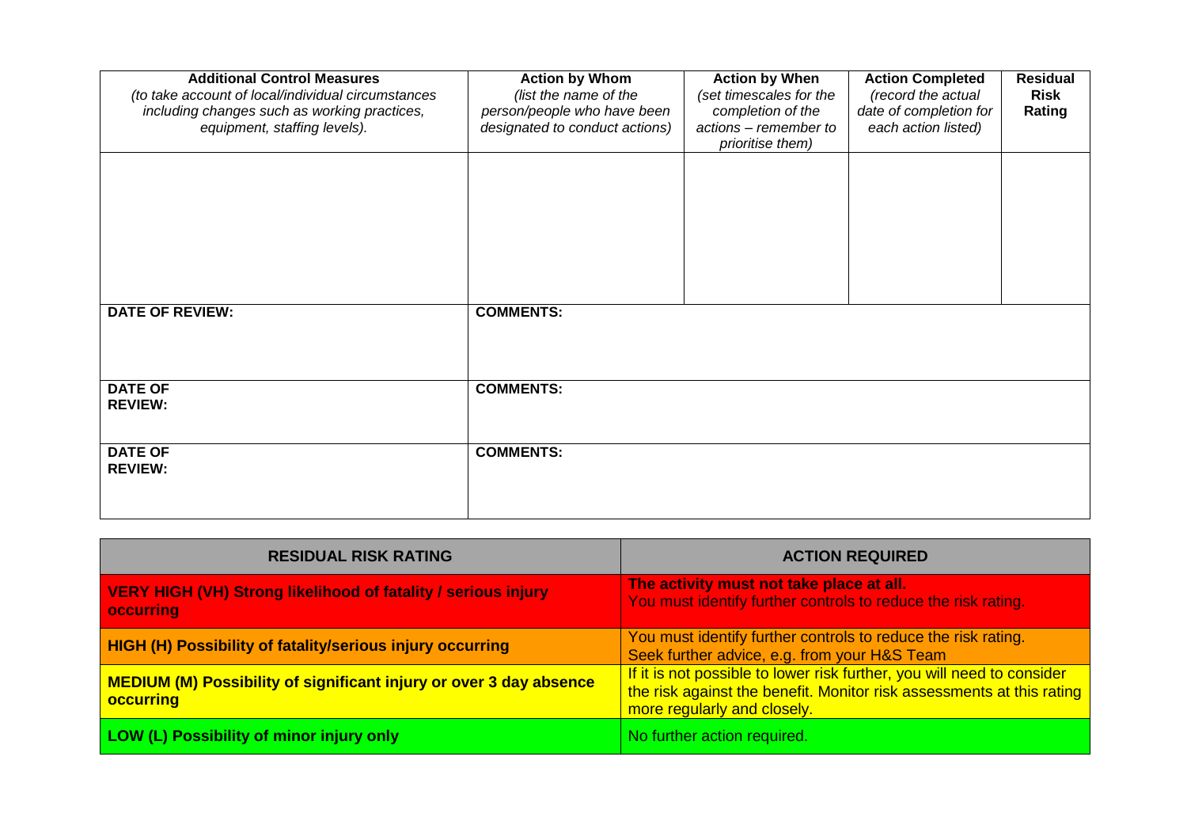| **Additional Control Measures** *(to take account of local/individual circumstances including changes such as working practices, equipment, staffing levels).* | **Action by Whom** *(list the name of the person/people who have been designated to conduct actions)* | **Action by When** *(set timescales for the completion of the actions – remember to prioritise them)* | **Action Completed** *(record the actual date of completion for each action listed)* | **Residual Risk Rating** |
|---|---|---|---|---|
| | | | | |
| **DATE OF REVIEW:** | **COMMENTS:** | | | |
| **DATE OF REVIEW:** | **COMMENTS:** | | | |
| **DATE OF REVIEW:** | **COMMENTS:** | | | |

| **RESIDUAL RISK RATING** | **ACTION REQUIRED** |
|---|---|
| **VERY HIGH (VH) Strong likelihood of fatality / serious injury occurring** | **The activity must not take place at all.** You must identify further controls to reduce the risk rating. |
| **HIGH (H) Possibility of fatality/serious injury occurring** | You must identify further controls to reduce the risk rating. Seek further advice, e.g. from your H&S Team |
| **MEDIUM (M) Possibility of significant injury or over 3 day absence occurring** | If it is not possible to lower risk further, you will need to consider the risk against the benefit. Monitor risk assessments at this rating more regularly and closely. |
| **LOW (L) Possibility of minor injury only** | No further action required. |